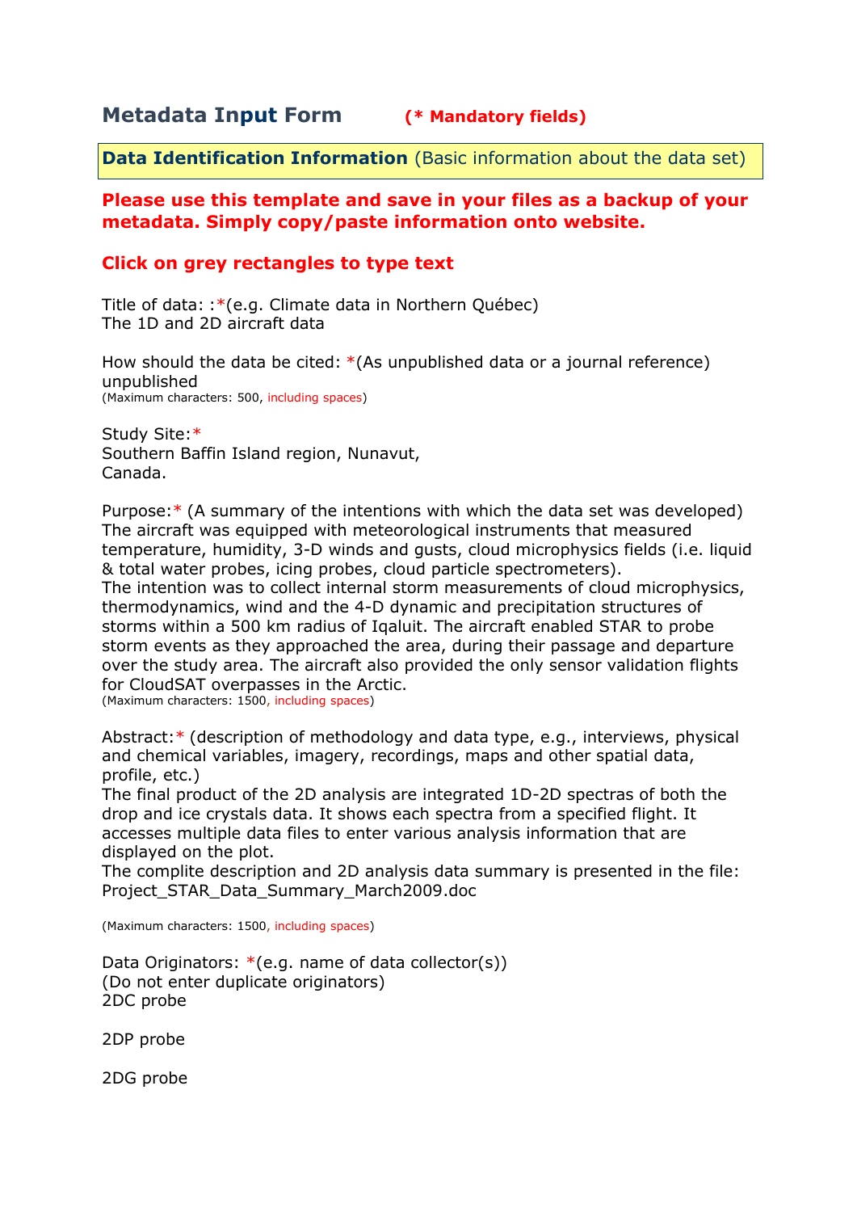# Metadata Input Form **(* Mandatory fields)**

**Data Identification Information** (Basic information about the data set)

**Please use this template and save in your files as a backup of your metadata. Simply copy/paste information onto website.**

**Click on grey rectangles to type text**

Title of data: :*(e.g. Climate data in Northern Québec)
The 1D and 2D aircraft data

How should the data be cited: *(As unpublished data or a journal reference)
unpublished
(Maximum characters: 500, including spaces)

Study Site:*
Southern Baffin Island region, Nunavut,
Canada.

Purpose:* (A summary of the intentions with which the data set was developed)
The aircraft was equipped with meteorological instruments that measured temperature, humidity, 3-D winds and gusts, cloud microphysics fields (i.e. liquid & total water probes, icing probes, cloud particle spectrometers).
The intention was to collect internal storm measurements of cloud microphysics, thermodynamics, wind and the 4-D dynamic and precipitation structures of storms within a 500 km radius of Iqaluit. The aircraft enabled STAR to probe storm events as they approached the area, during their passage and departure over the study area. The aircraft also provided the only sensor validation flights for CloudSAT overpasses in the Arctic.
(Maximum characters: 1500, including spaces)

Abstract:* (description of methodology and data type, e.g., interviews, physical and chemical variables, imagery, recordings, maps and other spatial data, profile, etc.)
The final product of the 2D analysis are integrated 1D-2D spectras of both the drop and ice crystals data. It shows each spectra from a specified flight. It accesses multiple data files to enter various analysis information that are displayed on the plot.
The complite description and 2D analysis data summary is presented in the file: Project_STAR_Data_Summary_March2009.doc

(Maximum characters: 1500, including spaces)

Data Originators: *(e.g. name of data collector(s))
(Do not enter duplicate originators)
2DC probe

2DP probe

2DG probe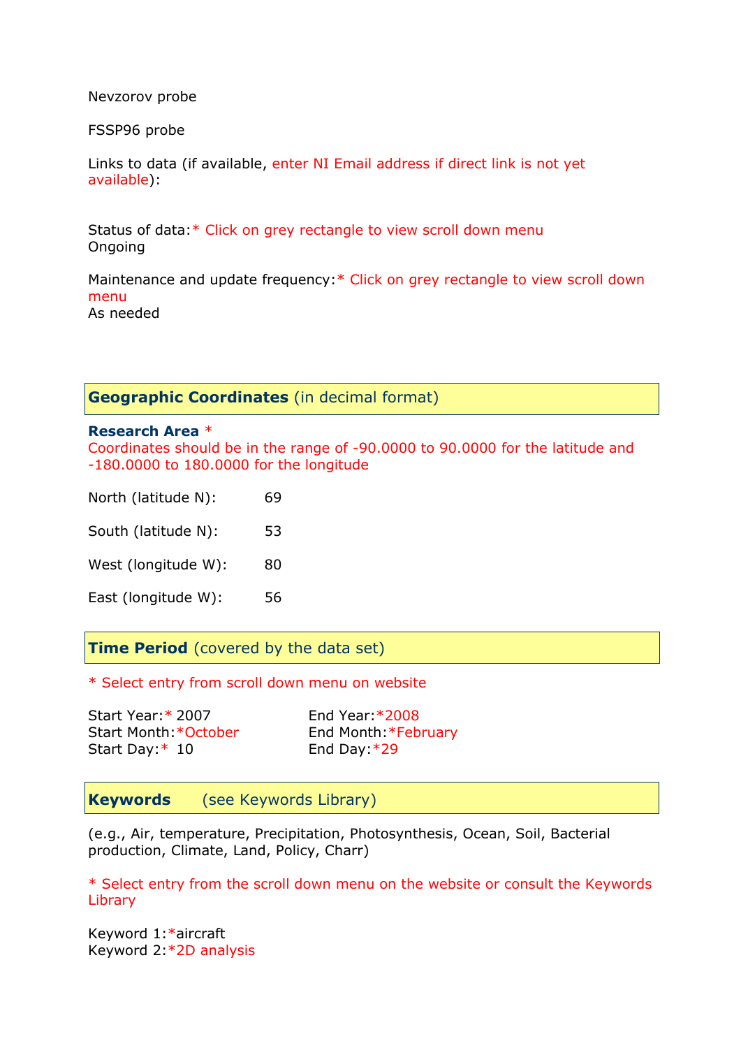Nevzorov probe

FSSP96 probe

Links to data (if available, enter NI Email address if direct link is not yet available):

Status of data:* Click on grey rectangle to view scroll down menu
Ongoing

Maintenance and update frequency:* Click on grey rectangle to view scroll down menu
As needed

## **Geographic Coordinates** (in decimal format)

**Research Area** *
Coordinates should be in the range of -90.0000 to 90.0000 for the latitude and -180.0000 to 180.0000 for the longitude

North (latitude N): 69

South (latitude N): 53

West (longitude W): 80

East (longitude W): 56

## **Time Period** (covered by the data set)

* Select entry from scroll down menu on website

| | |
|---|---|
| Start Year:* 2007 | End Year:*2008 |
| Start Month:*October | End Month:*February |
| Start Day:* 10 | End Day:*29 |

## **Keywords** (see Keywords Library)

(e.g., Air, temperature, Precipitation, Photosynthesis, Ocean, Soil, Bacterial production, Climate, Land, Policy, Charr)

* Select entry from the scroll down menu on the website or consult the Keywords Library

Keyword 1:*aircraft
Keyword 2:*2D analysis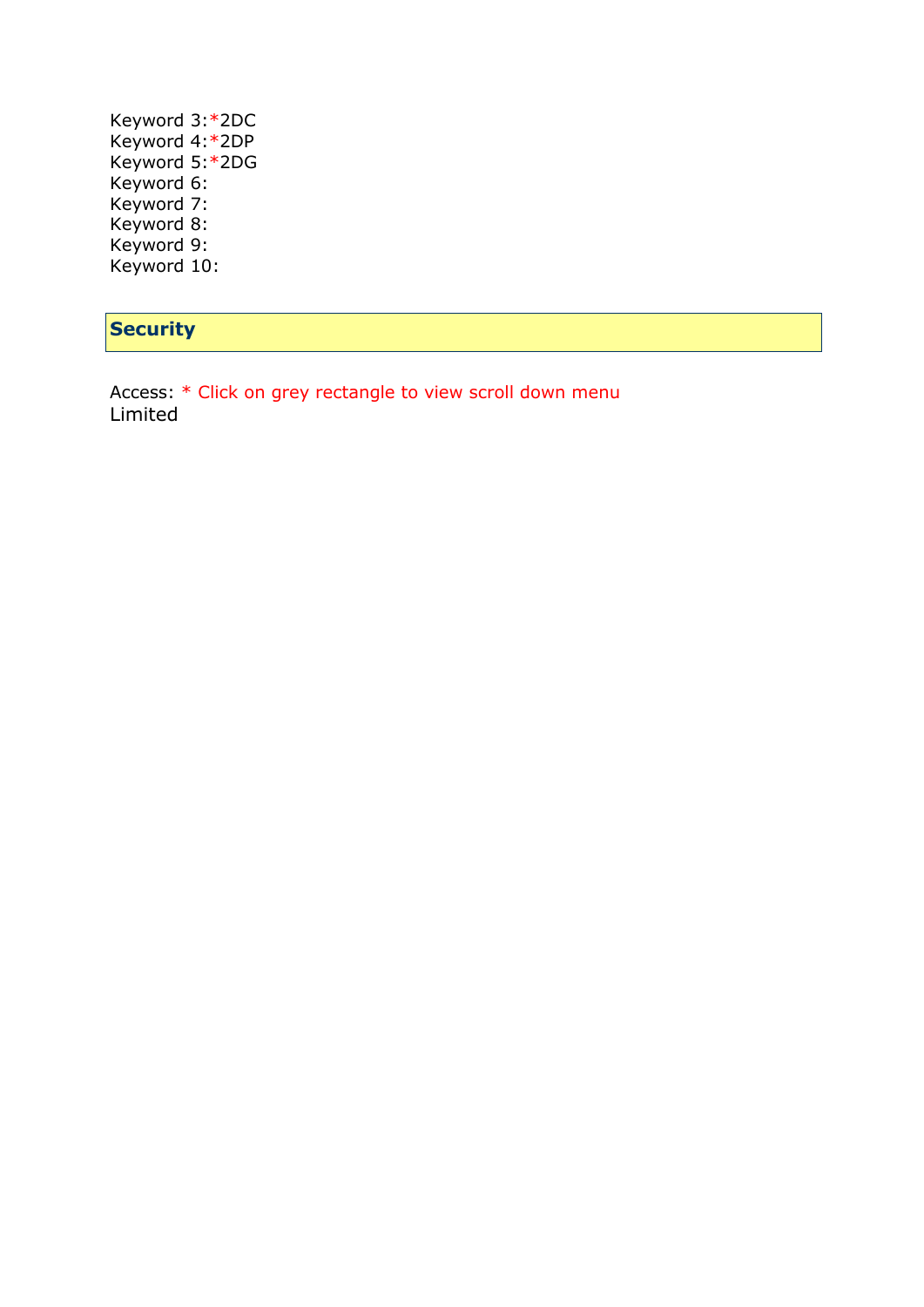Keyword 3:*2DC
Keyword 4:*2DP
Keyword 5:*2DG
Keyword 6:
Keyword 7:
Keyword 8:
Keyword 9:
Keyword 10:

## Security

Access: * Click on grey rectangle to view scroll down menu
Limited